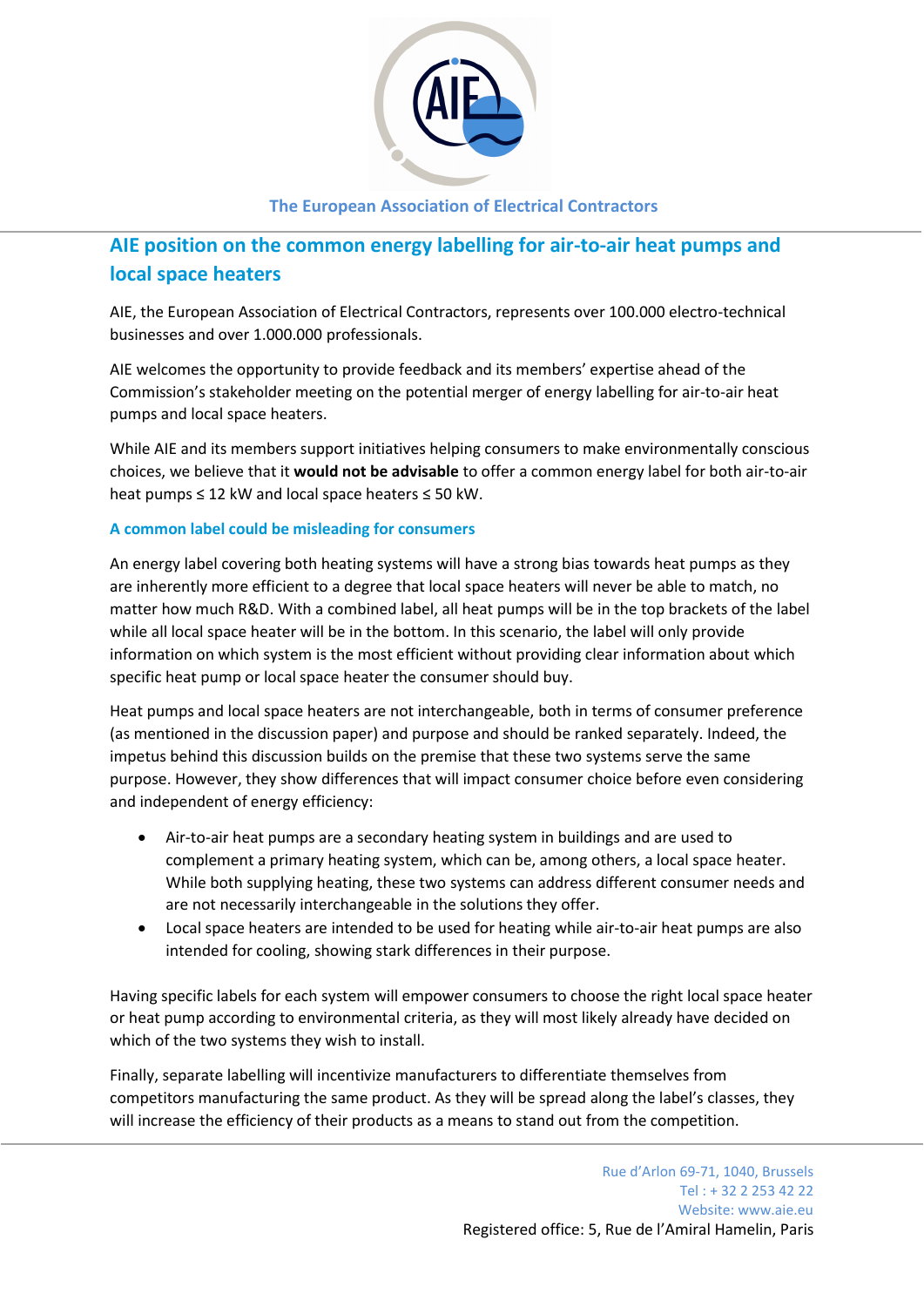The European Association of Electrical Contractors

# AIE position on the common energy labelling for air-to-air heat pumps and local space heaters

AIE, the European Association of Electrical Contractors, represents over 100.000 electro-technical businesses and over 1.000.000 professionals.

AIE welcomes the opportunity to provide feedback and its members' expertise ahead of the Commission's stakeholder meeting on the potential merger of energy labelling for air-to-air heat pumps and local space heaters.

While AIE and its members support initiatives helping consumers to make environmentally conscious choices, we believe that it **would not be advisable** to offer a common energy label for both air-to-air heat pumps ≤ 12 kW and local space heaters ≤ 50 kW.

## A common label could be misleading for consumers

An energy label covering both heating systems will have a strong bias towards heat pumps as they are inherently more efficient to a degree that local space heaters will never be able to match, no matter how much R&D. With a combined label, all heat pumps will be in the top brackets of the label while all local space heater will be in the bottom. In this scenario, the label will only provide information on which system is the most efficient without providing clear information about which specific heat pump or local space heater the consumer should buy.

Heat pumps and local space heaters are not interchangeable, both in terms of consumer preference (as mentioned in the discussion paper) and purpose and should be ranked separately. Indeed, the impetus behind this discussion builds on the premise that these two systems serve the same purpose. However, they show differences that will impact consumer choice before even considering and independent of energy efficiency:

- Air-to-air heat pumps are a secondary heating system in buildings and are used to complement a primary heating system, which can be, among others, a local space heater. While both supplying heating, these two systems can address different consumer needs and are not necessarily interchangeable in the solutions they offer.
- Local space heaters are intended to be used for heating while air-to-air heat pumps are also intended for cooling, showing stark differences in their purpose.

Having specific labels for each system will empower consumers to choose the right local space heater or heat pump according to environmental criteria, as they will most likely already have decided on which of the two systems they wish to install.

Finally, separate labelling will incentivize manufacturers to differentiate themselves from competitors manufacturing the same product. As they will be spread along the label's classes, they will increase the efficiency of their products as a means to stand out from the competition.

Rue d'Arlon 69-71, 1040, Brussels
Tel : + 32 2 253 42 22
Website: www.aie.eu
Registered office: 5, Rue de l'Amiral Hamelin, Paris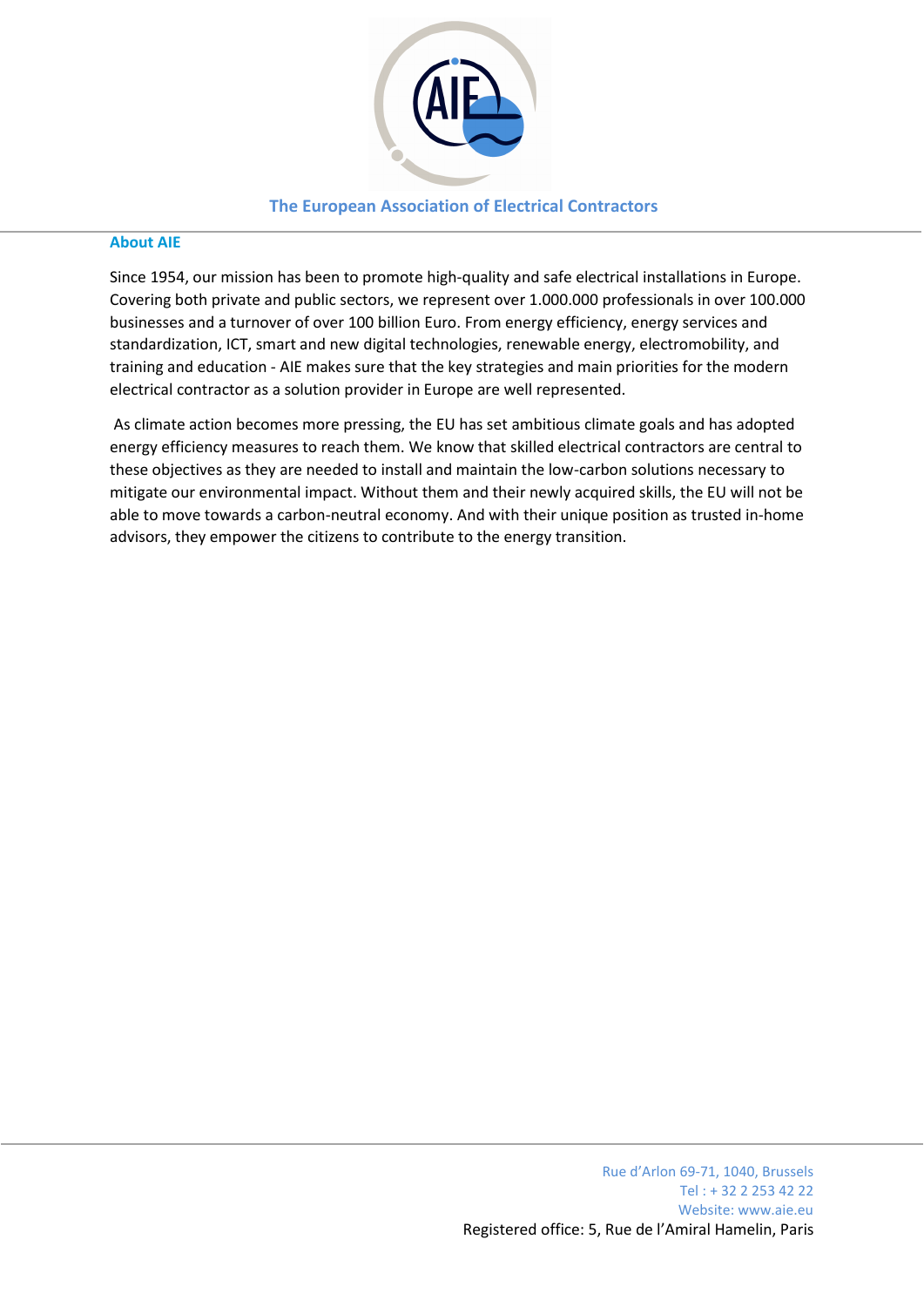The European Association of Electrical Contractors

## About AIE

Since 1954, our mission has been to promote high-quality and safe electrical installations in Europe. Covering both private and public sectors, we represent over 1.000.000 professionals in over 100.000 businesses and a turnover of over 100 billion Euro. From energy efficiency, energy services and standardization, ICT, smart and new digital technologies, renewable energy, electromobility, and training and education - AIE makes sure that the key strategies and main priorities for the modern electrical contractor as a solution provider in Europe are well represented.

As climate action becomes more pressing, the EU has set ambitious climate goals and has adopted energy efficiency measures to reach them. We know that skilled electrical contractors are central to these objectives as they are needed to install and maintain the low-carbon solutions necessary to mitigate our environmental impact. Without them and their newly acquired skills, the EU will not be able to move towards a carbon-neutral economy. And with their unique position as trusted in-home advisors, they empower the citizens to contribute to the energy transition.

Rue d'Arlon 69-71, 1040, Brussels
Tel : + 32 2 253 42 22
Website: www.aie.eu
Registered office: 5, Rue de l'Amiral Hamelin, Paris